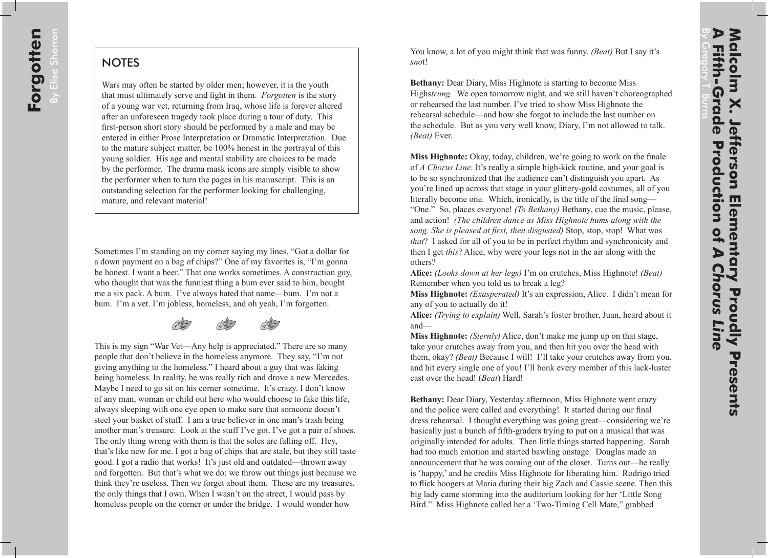# Forgotten

By Elise Sharron

## NOTES

Wars may often be started by older men; however, it is the youth that must ultimately serve and fight in them. *Forgotten* is the story of a young war vet, returning from Iraq, whose life is forever altered after an unforeseen tragedy took place during a tour of duty. This first-person short story should be performed by a male and may be entered in either Prose Interpretation or Dramatic Interpretation. Due to the mature subject matter, be 100% honest in the portrayal of this young soldier. His age and mental stability are choices to be made by the performer. The drama mask icons are simply visible to show the performer when to turn the pages in his manuscript. This is an outstanding selection for the performer looking for challenging, mature, and relevant material!

Sometimes I'm standing on my corner saying my lines, "Got a dollar for a down payment on a bag of chips?" One of my favorites is, "I'm gonna be honest. I want a beer." That one works sometimes. A construction guy, who thought that was the funniest thing a bum ever said to him, bought me a six pack. A bum. I've always hated that name—bum. I'm not a bum. I'm a vet. I'm jobless, homeless, and oh yeah, I'm forgotten.

This is my sign "War Vet—Any help is appreciated." There are so many people that don't believe in the homeless anymore. They say, "I'm not giving anything to the homeless." I heard about a guy that was faking being homeless. In reality, he was really rich and drove a new Mercedes. Maybe I need to go sit on his corner sometime. It's crazy. I don't know of any man, woman or child out here who would choose to fake this life, always sleeping with one eye open to make sure that someone doesn't steel your basket of stuff. I am a true believer in one man's trash being another man's treasure. Look at the stuff I've got. I've got a pair of shoes. The only thing wrong with them is that the soles are falling off. Hey, that's like new for me. I got a bag of chips that are stale, but they still taste good. I got a radio that works! It's just old and outdated—thrown away and forgotten. But that's what we do; we throw out things just because we think they're useless. Then we forget about them. These are my treasures, the only things that I own. When I wasn't on the street, I would pass by homeless people on the corner or under the bridge. I would wonder how

# Malcolm X. Jefferson Elementary Proudly Presents A Fifth-Grade Production of *A Chorus Line*

By Gregory T. Burns

You know, a lot of you might think that was funny. *(Beat)* But I say it's *sno*t!

**Bethany:** Dear Diary, Miss Highnote is starting to become Miss High*strung.* We open tomorrow night, and we still haven't choreographed or rehearsed the last number. I've tried to show Miss Highnote the rehearsal schedule—and how she forgot to include the last number on the schedule. But as you very well know, Diary, I'm not allowed to talk. *(Beat)* Ever.

**Miss Highnote:** Okay, today, children, we're going to work on the finale of *A Chorus Line*. It's really a simple high-kick routine, and your goal is to be so synchronized that the audience can't distinguish you apart. As you're lined up across that stage in your glittery-gold costumes, all of you literally become one. Which, ironically, is the title of the final song—"One." So, places everyone! *(To Bethany)* Bethany, cue the music, please, and action! *(The children dance as Miss Highnote hums along with the song. She is pleased at first, then disgusted)* Stop, stop, stop! What was *that*? I asked for all of you to be in perfect rhythm and synchronicity and then I get *this*? Alice, why were your legs not in the air along with the others?
**Alice:** *(Looks down at her legs)* I'm on crutches, Miss Highnote! *(Beat)* Remember when you told us to break a leg?
**Miss Highnote:** *(Exasperated)* It's an expression, Alice. I didn't mean for any of you to actually do it!
**Alice:** *(Trying to explain)* Well, Sarah's foster brother, Juan, heard about it and—
**Miss Highnote:** *(Sternly)* Alice, don't make me jump up on that stage, take your crutches away from you, and then hit you over the head with them, okay? *(Beat)* Because I will! I'll take your crutches away from you, and hit every single one of you! I'll bonk every member of this lack-luster cast over the head! (*Beat*) Hard!

**Bethany:** Dear Diary, Yesterday afternoon, Miss Highnote went crazy and the police were called and everything! It started during our final dress rehearsal. I thought everything was going great—considering we're basically just a bunch of fifth-graders trying to put on a musical that was originally intended for adults. Then little things started happening. Sarah had too much emotion and started bawling onstage. Douglas made an announcement that he was coming out of the closet. Turns out—he really is 'happy,' and he credits Miss Highnote for liberating him. Rodrigo tried to flick boogers at Maria during their big Zach and Cassie scene. Then this big lady came storming into the auditorium looking for her 'Little Song Bird." Miss Highnote called her a 'Two-Timing Cell Mate," grabbed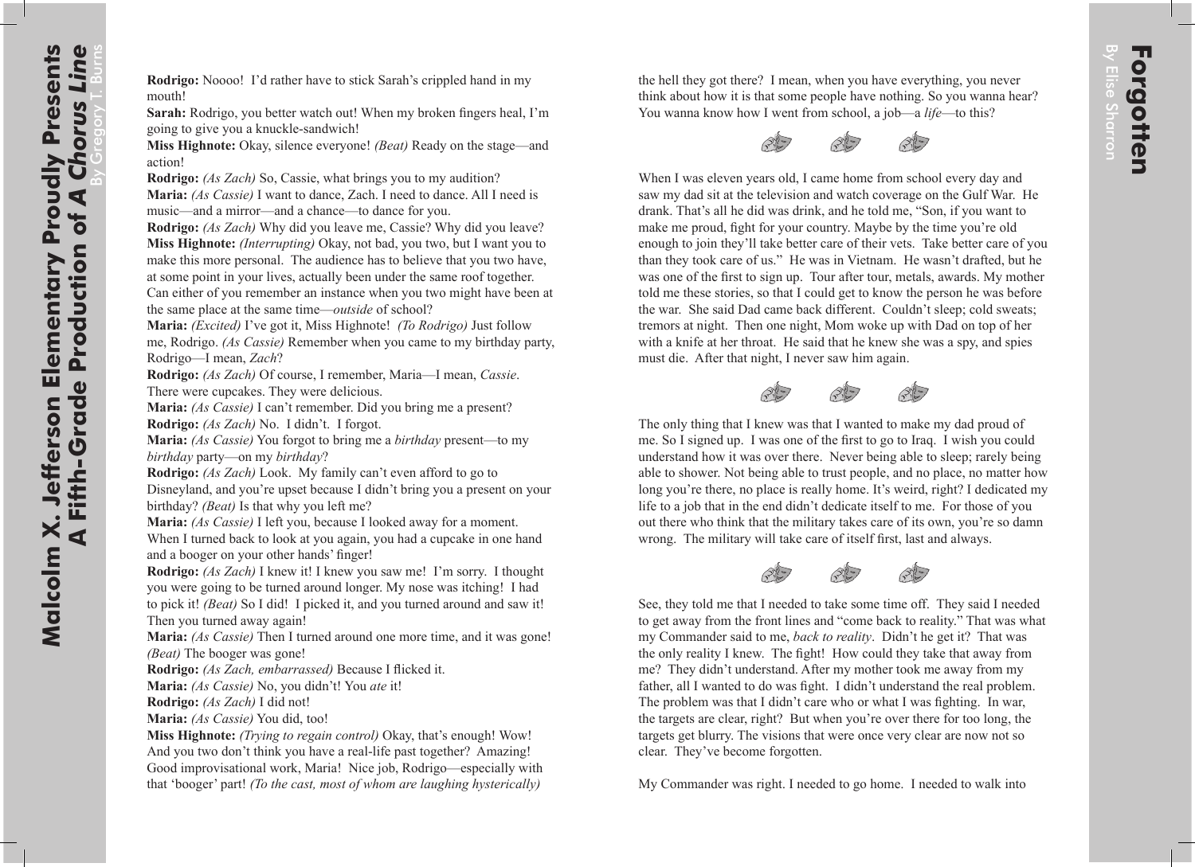**Rodrigo:** Noooo! I'd rather have to stick Sarah's crippled hand in my mouth!

**Sarah:** Rodrigo, you better watch out! When my broken fingers heal, I'm going to give you a knuckle-sandwich!

**Miss Highnote:** Okay, silence everyone! *(Beat)* Ready on the stage—and action!

**Rodrigo:** *(As Zach)* So, Cassie, what brings you to my audition?

**Maria:** *(As Cassie)* I want to dance, Zach. I need to dance. All I need is music—and a mirror—and a chance—to dance for you.

**Rodrigo:** *(As Zach)* Why did you leave me, Cassie? Why did you leave?

**Miss Highnote:** *(Interrupting)* Okay, not bad, you two, but I want you to make this more personal. The audience has to believe that you two have, at some point in your lives, actually been under the same roof together. Can either of you remember an instance when you two might have been at the same place at the same time—*outside* of school?

**Maria:** *(Excited)* I've got it, Miss Highnote! *(To Rodrigo)* Just follow me, Rodrigo. *(As Cassie)* Remember when you came to my birthday party, Rodrigo—I mean, *Zach*?

**Rodrigo:** *(As Zach)* Of course, I remember, Maria—I mean, *Cassie*. There were cupcakes. They were delicious.

**Maria:** *(As Cassie)* I can't remember. Did you bring me a present?

**Rodrigo:** *(As Zach)* No. I didn't. I forgot.

**Maria:** *(As Cassie)* You forgot to bring me a *birthday* present—to my *birthday* party—on my *birthday*?

**Rodrigo:** *(As Zach)* Look. My family can't even afford to go to Disneyland, and you're upset because I didn't bring you a present on your birthday? *(Beat)* Is that why you left me?

**Maria:** *(As Cassie)* I left you, because I looked away for a moment. When I turned back to look at you again, you had a cupcake in one hand and a booger on your other hands' finger!

**Rodrigo:** *(As Zach)* I knew it! I knew you saw me! I'm sorry. I thought you were going to be turned around longer. My nose was itching! I had to pick it! *(Beat)* So I did! I picked it, and you turned around and saw it! Then you turned away again!

**Maria:** *(As Cassie)* Then I turned around one more time, and it was gone! *(Beat)* The booger was gone!

**Rodrigo:** *(As Zach, embarrassed)* Because I flicked it.

**Maria:** *(As Cassie)* No, you didn't! You *ate* it!

**Rodrigo:** *(As Zach)* I did not!

**Maria:** *(As Cassie)* You did, too!

**Miss Highnote:** *(Trying to regain control)* Okay, that's enough! Wow! And you two don't think you have a real-life past together? Amazing! Good improvisational work, Maria! Nice job, Rodrigo—especially with that 'booger' part! *(To the cast, most of whom are laughing hysterically)*

the hell they got there? I mean, when you have everything, you never think about how it is that some people have nothing. So you wanna hear? You wanna know how I went from school, a job—a *life*—to this?

When I was eleven years old, I came home from school every day and saw my dad sit at the television and watch coverage on the Gulf War. He drank. That's all he did was drink, and he told me, "Son, if you want to make me proud, fight for your country. Maybe by the time you're old enough to join they'll take better care of their vets. Take better care of you than they took care of us." He was in Vietnam. He wasn't drafted, but he was one of the first to sign up. Tour after tour, metals, awards. My mother told me these stories, so that I could get to know the person he was before the war. She said Dad came back different. Couldn't sleep; cold sweats; tremors at night. Then one night, Mom woke up with Dad on top of her with a knife at her throat. He said that he knew she was a spy, and spies must die. After that night, I never saw him again.

The only thing that I knew was that I wanted to make my dad proud of me. So I signed up. I was one of the first to go to Iraq. I wish you could understand how it was over there. Never being able to sleep; rarely being able to shower. Not being able to trust people, and no place, no matter how long you're there, no place is really home. It's weird, right? I dedicated my life to a job that in the end didn't dedicate itself to me. For those of you out there who think that the military takes care of its own, you're so damn wrong. The military will take care of itself first, last and always.

See, they told me that I needed to take some time off. They said I needed to get away from the front lines and "come back to reality." That was what my Commander said to me, *back to reality*. Didn't he get it? That was the only reality I knew. The fight! How could they take that away from me? They didn't understand. After my mother took me away from my father, all I wanted to do was fight. I didn't understand the real problem. The problem was that I didn't care who or what I was fighting. In war, the targets are clear, right? But when you're over there for too long, the targets get blurry. The visions that were once very clear are now not so clear. They've become forgotten.

My Commander was right. I needed to go home. I needed to walk into